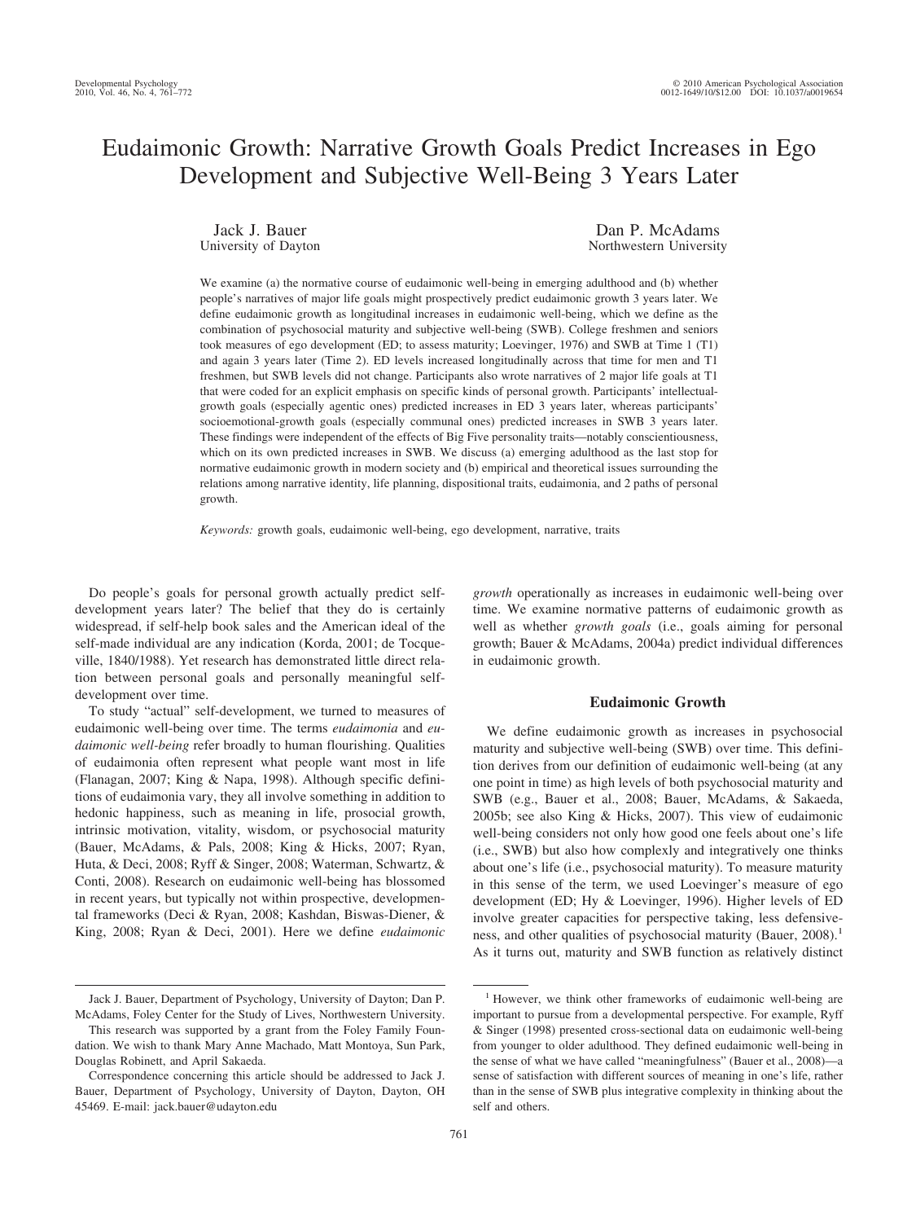# Eudaimonic Growth: Narrative Growth Goals Predict Increases in Ego Development and Subjective Well-Being 3 Years Later

Jack J. Bauer
University of Dayton

Dan P. McAdams
Northwestern University

We examine (a) the normative course of eudaimonic well-being in emerging adulthood and (b) whether people's narratives of major life goals might prospectively predict eudaimonic growth 3 years later. We define eudaimonic growth as longitudinal increases in eudaimonic well-being, which we define as the combination of psychosocial maturity and subjective well-being (SWB). College freshmen and seniors took measures of ego development (ED; to assess maturity; Loevinger, 1976) and SWB at Time 1 (T1) and again 3 years later (Time 2). ED levels increased longitudinally across that time for men and T1 freshmen, but SWB levels did not change. Participants also wrote narratives of 2 major life goals at T1 that were coded for an explicit emphasis on specific kinds of personal growth. Participants' intellectual-growth goals (especially agentic ones) predicted increases in ED 3 years later, whereas participants' socioemotional-growth goals (especially communal ones) predicted increases in SWB 3 years later. These findings were independent of the effects of Big Five personality traits—notably conscientiousness, which on its own predicted increases in SWB. We discuss (a) emerging adulthood as the last stop for normative eudaimonic growth in modern society and (b) empirical and theoretical issues surrounding the relations among narrative identity, life planning, dispositional traits, eudaimonia, and 2 paths of personal growth.

*Keywords:* growth goals, eudaimonic well-being, ego development, narrative, traits

Do people's goals for personal growth actually predict self-development years later? The belief that they do is certainly widespread, if self-help book sales and the American ideal of the self-made individual are any indication (Korda, 2001; de Tocqueville, 1840/1988). Yet research has demonstrated little direct relation between personal goals and personally meaningful self-development over time.

To study "actual" self-development, we turned to measures of eudaimonic well-being over time. The terms *eudaimonia* and *eudaimonic well-being* refer broadly to human flourishing. Qualities of eudaimonia often represent what people want most in life (Flanagan, 2007; King & Napa, 1998). Although specific definitions of eudaimonia vary, they all involve something in addition to hedonic happiness, such as meaning in life, prosocial growth, intrinsic motivation, vitality, wisdom, or psychosocial maturity (Bauer, McAdams, & Pals, 2008; King & Hicks, 2007; Ryan, Huta, & Deci, 2008; Ryff & Singer, 2008; Waterman, Schwartz, & Conti, 2008). Research on eudaimonic well-being has blossomed in recent years, but typically not within prospective, developmental frameworks (Deci & Ryan, 2008; Kashdan, Biswas-Diener, & King, 2008; Ryan & Deci, 2001). Here we define *eudaimonic growth* operationally as increases in eudaimonic well-being over time. We examine normative patterns of eudaimonic growth as well as whether *growth goals* (i.e., goals aiming for personal growth; Bauer & McAdams, 2004a) predict individual differences in eudaimonic growth.

## Eudaimonic Growth

We define eudaimonic growth as increases in psychosocial maturity and subjective well-being (SWB) over time. This definition derives from our definition of eudaimonic well-being (at any one point in time) as high levels of both psychosocial maturity and SWB (e.g., Bauer et al., 2008; Bauer, McAdams, & Sakaeda, 2005b; see also King & Hicks, 2007). This view of eudaimonic well-being considers not only how good one feels about one's life (i.e., SWB) but also how complexly and integratively one thinks about one's life (i.e., psychosocial maturity). To measure maturity in this sense of the term, we used Loevinger's measure of ego development (ED; Hy & Loevinger, 1996). Higher levels of ED involve greater capacities for perspective taking, less defensiveness, and other qualities of psychosocial maturity (Bauer, 2008).[1] As it turns out, maturity and SWB function as relatively distinct

---

Jack J. Bauer, Department of Psychology, University of Dayton; Dan P. McAdams, Foley Center for the Study of Lives, Northwestern University.

This research was supported by a grant from the Foley Family Foundation. We wish to thank Mary Anne Machado, Matt Montoya, Sun Park, Douglas Robinett, and April Sakaeda.

Correspondence concerning this article should be addressed to Jack J. Bauer, Department of Psychology, University of Dayton, Dayton, OH 45469. E-mail: jack.bauer@udayton.edu

[1] However, we think other frameworks of eudaimonic well-being are important to pursue from a developmental perspective. For example, Ryff & Singer (1998) presented cross-sectional data on eudaimonic well-being from younger to older adulthood. They defined eudaimonic well-being in the sense of what we have called "meaningfulness" (Bauer et al., 2008)—a sense of satisfaction with different sources of meaning in one's life, rather than in the sense of SWB plus integrative complexity in thinking about the self and others.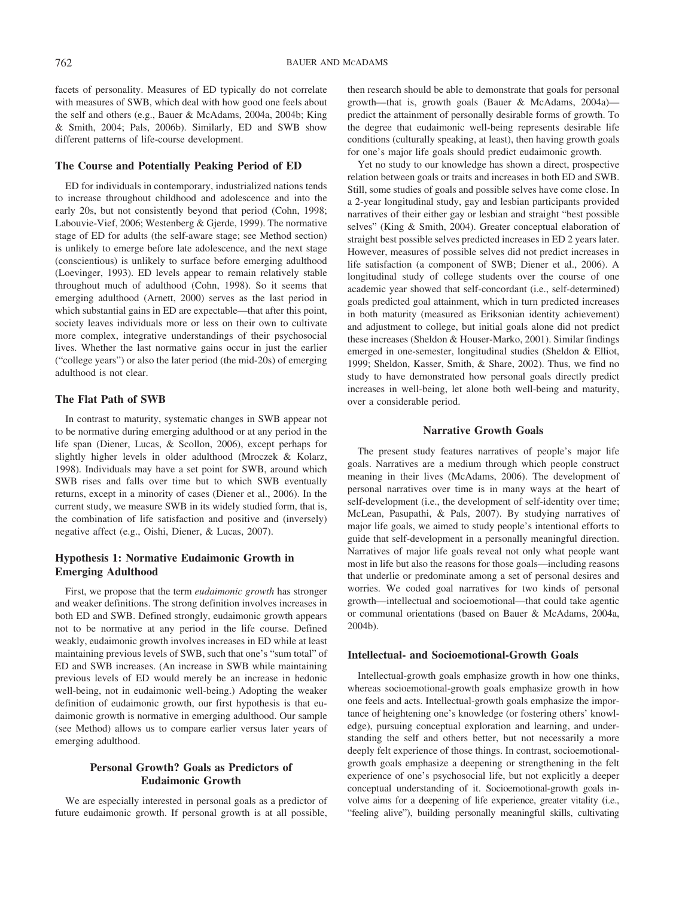facets of personality. Measures of ED typically do not correlate with measures of SWB, which deal with how good one feels about the self and others (e.g., Bauer & McAdams, 2004a, 2004b; King & Smith, 2004; Pals, 2006b). Similarly, ED and SWB show different patterns of life-course development.

### The Course and Potentially Peaking Period of ED

ED for individuals in contemporary, industrialized nations tends to increase throughout childhood and adolescence and into the early 20s, but not consistently beyond that period (Cohn, 1998; Labouvie-Vief, 2006; Westenberg & Gjerde, 1999). The normative stage of ED for adults (the self-aware stage; see Method section) is unlikely to emerge before late adolescence, and the next stage (conscientious) is unlikely to surface before emerging adulthood (Loevinger, 1993). ED levels appear to remain relatively stable throughout much of adulthood (Cohn, 1998). So it seems that emerging adulthood (Arnett, 2000) serves as the last period in which substantial gains in ED are expectable—that after this point, society leaves individuals more or less on their own to cultivate more complex, integrative understandings of their psychosocial lives. Whether the last normative gains occur in just the earlier ("college years") or also the later period (the mid-20s) of emerging adulthood is not clear.

### The Flat Path of SWB

In contrast to maturity, systematic changes in SWB appear not to be normative during emerging adulthood or at any period in the life span (Diener, Lucas, & Scollon, 2006), except perhaps for slightly higher levels in older adulthood (Mroczek & Kolarz, 1998). Individuals may have a set point for SWB, around which SWB rises and falls over time but to which SWB eventually returns, except in a minority of cases (Diener et al., 2006). In the current study, we measure SWB in its widely studied form, that is, the combination of life satisfaction and positive and (inversely) negative affect (e.g., Oishi, Diener, & Lucas, 2007).

### Hypothesis 1: Normative Eudaimonic Growth in Emerging Adulthood

First, we propose that the term *eudaimonic growth* has stronger and weaker definitions. The strong definition involves increases in both ED and SWB. Defined strongly, eudaimonic growth appears not to be normative at any period in the life course. Defined weakly, eudaimonic growth involves increases in ED while at least maintaining previous levels of SWB, such that one's "sum total" of ED and SWB increases. (An increase in SWB while maintaining previous levels of ED would merely be an increase in hedonic well-being, not in eudaimonic well-being.) Adopting the weaker definition of eudaimonic growth, our first hypothesis is that eudaimonic growth is normative in emerging adulthood. Our sample (see Method) allows us to compare earlier versus later years of emerging adulthood.

## Personal Growth? Goals as Predictors of Eudaimonic Growth

We are especially interested in personal goals as a predictor of future eudaimonic growth. If personal growth is at all possible, then research should be able to demonstrate that goals for personal growth—that is, growth goals (Bauer & McAdams, 2004a)—predict the attainment of personally desirable forms of growth. To the degree that eudaimonic well-being represents desirable life conditions (culturally speaking, at least), then having growth goals for one's major life goals should predict eudaimonic growth.

Yet no study to our knowledge has shown a direct, prospective relation between goals or traits and increases in both ED and SWB. Still, some studies of goals and possible selves have come close. In a 2-year longitudinal study, gay and lesbian participants provided narratives of their either gay or lesbian and straight "best possible selves" (King & Smith, 2004). Greater conceptual elaboration of straight best possible selves predicted increases in ED 2 years later. However, measures of possible selves did not predict increases in life satisfaction (a component of SWB; Diener et al., 2006). A longitudinal study of college students over the course of one academic year showed that self-concordant (i.e., self-determined) goals predicted goal attainment, which in turn predicted increases in both maturity (measured as Eriksonian identity achievement) and adjustment to college, but initial goals alone did not predict these increases (Sheldon & Houser-Marko, 2001). Similar findings emerged in one-semester, longitudinal studies (Sheldon & Elliot, 1999; Sheldon, Kasser, Smith, & Share, 2002). Thus, we find no study to have demonstrated how personal goals directly predict increases in well-being, let alone both well-being and maturity, over a considerable period.

## Narrative Growth Goals

The present study features narratives of people's major life goals. Narratives are a medium through which people construct meaning in their lives (McAdams, 2006). The development of personal narratives over time is in many ways at the heart of self-development (i.e., the development of self-identity over time; McLean, Pasupathi, & Pals, 2007). By studying narratives of major life goals, we aimed to study people's intentional efforts to guide that self-development in a personally meaningful direction. Narratives of major life goals reveal not only what people want most in life but also the reasons for those goals—including reasons that underlie or predominate among a set of personal desires and worries. We coded goal narratives for two kinds of personal growth—intellectual and socioemotional—that could take agentic or communal orientations (based on Bauer & McAdams, 2004a, 2004b).

### Intellectual- and Socioemotional-Growth Goals

Intellectual-growth goals emphasize growth in how one thinks, whereas socioemotional-growth goals emphasize growth in how one feels and acts. Intellectual-growth goals emphasize the importance of heightening one's knowledge (or fostering others' knowledge), pursuing conceptual exploration and learning, and understanding the self and others better, but not necessarily a more deeply felt experience of those things. In contrast, socioemotional-growth goals emphasize a deepening or strengthening in the felt experience of one's psychosocial life, but not explicitly a deeper conceptual understanding of it. Socioemotional-growth goals involve aims for a deepening of life experience, greater vitality (i.e., "feeling alive"), building personally meaningful skills, cultivating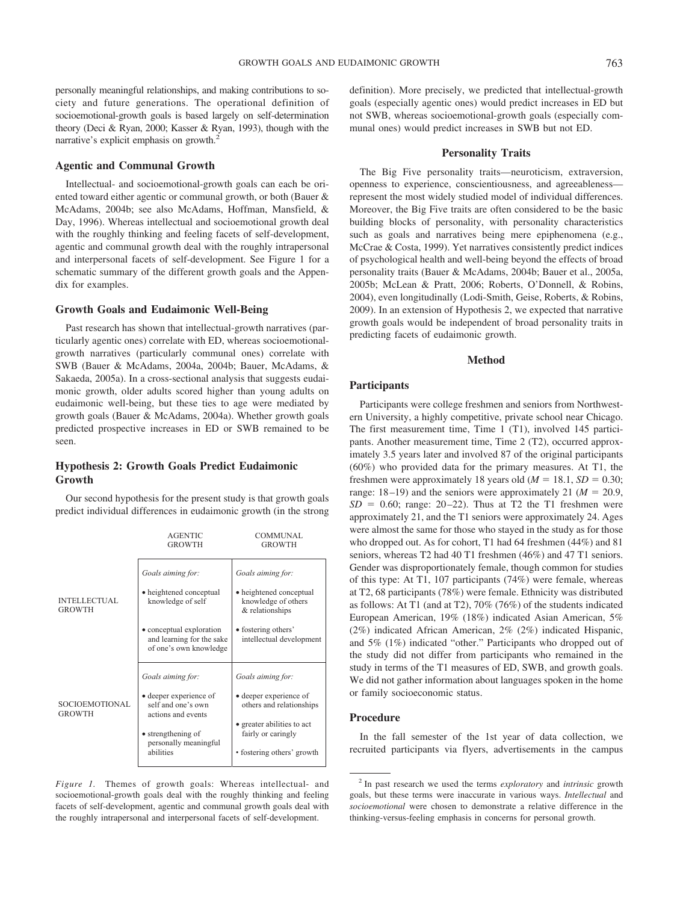personally meaningful relationships, and making contributions to society and future generations. The operational definition of socioemotional-growth goals is based largely on self-determination theory (Deci & Ryan, 2000; Kasser & Ryan, 1993), though with the narrative's explicit emphasis on growth.[2]

### Agentic and Communal Growth

Intellectual- and socioemotional-growth goals can each be oriented toward either agentic or communal growth, or both (Bauer & McAdams, 2004b; see also McAdams, Hoffman, Mansfield, & Day, 1996). Whereas intellectual and socioemotional growth deal with the roughly thinking and feeling facets of self-development, agentic and communal growth deal with the roughly intrapersonal and interpersonal facets of self-development. See Figure 1 for a schematic summary of the different growth goals and the Appendix for examples.

### Growth Goals and Eudaimonic Well-Being

Past research has shown that intellectual-growth narratives (particularly agentic ones) correlate with ED, whereas socioemotional-growth narratives (particularly communal ones) correlate with SWB (Bauer & McAdams, 2004a, 2004b; Bauer, McAdams, & Sakaeda, 2005a). In a cross-sectional analysis that suggests eudaimonic growth, older adults scored higher than young adults on eudaimonic well-being, but these ties to age were mediated by growth goals (Bauer & McAdams, 2004a). Whether growth goals predicted prospective increases in ED or SWB remained to be seen.

### Hypothesis 2: Growth Goals Predict Eudaimonic Growth

Our second hypothesis for the present study is that growth goals predict individual differences in eudaimonic growth (in the strong definition). More precisely, we predicted that intellectual-growth goals (especially agentic ones) would predict increases in ED but not SWB, whereas socioemotional-growth goals (especially communal ones) would predict increases in SWB but not ED.

| | AGENTIC GROWTH | COMMUNAL GROWTH |
|---|---|---|
| INTELLECTUAL GROWTH | *Goals aiming for:* • heightened conceptual knowledge of self • conceptual exploration and learning for the sake of one's own knowledge | *Goals aiming for:* • heightened conceptual knowledge of others & relationships • fostering others' intellectual development |
| SOCIOEMOTIONAL GROWTH | *Goals aiming for:* • deeper experience of self and one's own actions and events • strengthening of personally meaningful abilities | *Goals aiming for:* • deeper experience of others and relationships • greater abilities to act fairly or caringly • fostering others' growth |

*Figure 1.* Themes of growth goals: Whereas intellectual- and socioemotional-growth goals deal with the roughly thinking and feeling facets of self-development, agentic and communal growth goals deal with the roughly intrapersonal and interpersonal facets of self-development.

### Personality Traits

The Big Five personality traits—neuroticism, extraversion, openness to experience, conscientiousness, and agreeableness—represent the most widely studied model of individual differences. Moreover, the Big Five traits are often considered to be the basic building blocks of personality, with personality characteristics such as goals and narratives being mere epiphenomena (e.g., McCrae & Costa, 1999). Yet narratives consistently predict indices of psychological health and well-being beyond the effects of broad personality traits (Bauer & McAdams, 2004b; Bauer et al., 2005a, 2005b; McLean & Pratt, 2006; Roberts, O'Donnell, & Robins, 2004), even longitudinally (Lodi-Smith, Geise, Roberts, & Robins, 2009). In an extension of Hypothesis 2, we expected that narrative growth goals would be independent of broad personality traits in predicting facets of eudaimonic growth.

## Method

### Participants

Participants were college freshmen and seniors from Northwestern University, a highly competitive, private school near Chicago. The first measurement time, Time 1 (T1), involved 145 participants. Another measurement time, Time 2 (T2), occurred approximately 3.5 years later and involved 87 of the original participants (60%) who provided data for the primary measures. At T1, the freshmen were approximately 18 years old ($M = 18.1$, $SD = 0.30$; range: 18–19) and the seniors were approximately 21 ($M = 20.9$, $SD = 0.60$; range: 20–22). Thus at T2 the T1 freshmen were approximately 21, and the T1 seniors were approximately 24. Ages were almost the same for those who stayed in the study as for those who dropped out. As for cohort, T1 had 64 freshmen (44%) and 81 seniors, whereas T2 had 40 T1 freshmen (46%) and 47 T1 seniors. Gender was disproportionately female, though common for studies of this type: At T1, 107 participants (74%) were female, whereas at T2, 68 participants (78%) were female. Ethnicity was distributed as follows: At T1 (and at T2), 70% (76%) of the students indicated European American, 19% (18%) indicated Asian American, 5% (2%) indicated African American, 2% (2%) indicated Hispanic, and 5% (1%) indicated "other." Participants who dropped out of the study did not differ from participants who remained in the study in terms of the T1 measures of ED, SWB, and growth goals. We did not gather information about languages spoken in the home or family socioeconomic status.

### Procedure

In the fall semester of the 1st year of data collection, we recruited participants via flyers, advertisements in the campus

[2] In past research we used the terms *exploratory* and *intrinsic* growth goals, but these terms were inaccurate in various ways. *Intellectual* and *socioemotional* were chosen to demonstrate a relative difference in the thinking-versus-feeling emphasis in concerns for personal growth.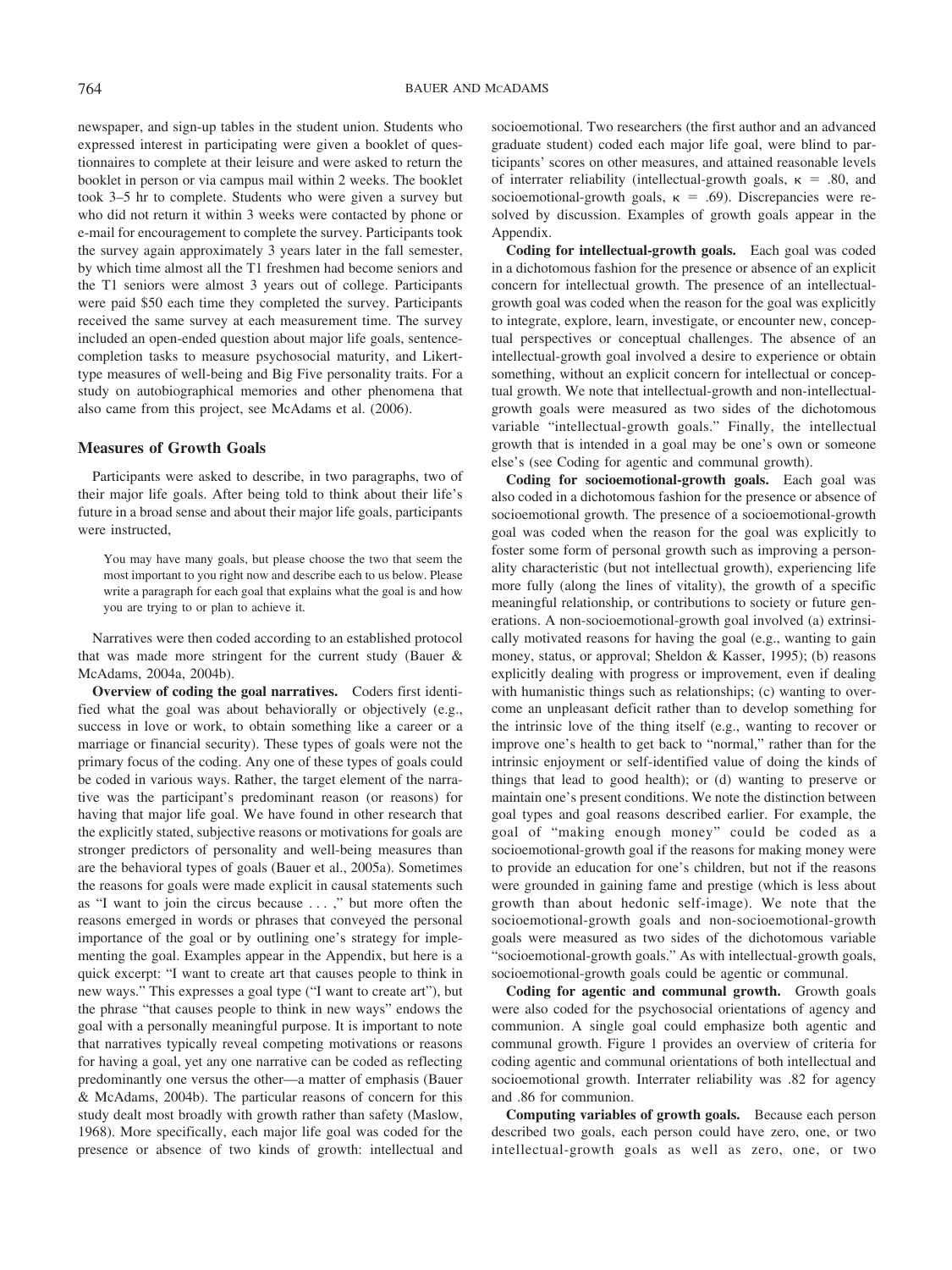newspaper, and sign-up tables in the student union. Students who expressed interest in participating were given a booklet of questionnaires to complete at their leisure and were asked to return the booklet in person or via campus mail within 2 weeks. The booklet took 3–5 hr to complete. Students who were given a survey but who did not return it within 3 weeks were contacted by phone or e-mail for encouragement to complete the survey. Participants took the survey again approximately 3 years later in the fall semester, by which time almost all the T1 freshmen had become seniors and the T1 seniors were almost 3 years out of college. Participants were paid $50 each time they completed the survey. Participants received the same survey at each measurement time. The survey included an open-ended question about major life goals, sentence-completion tasks to measure psychosocial maturity, and Likert-type measures of well-being and Big Five personality traits. For a study on autobiographical memories and other phenomena that also came from this project, see McAdams et al. (2006).

### Measures of Growth Goals

Participants were asked to describe, in two paragraphs, two of their major life goals. After being told to think about their life's future in a broad sense and about their major life goals, participants were instructed,

> You may have many goals, but please choose the two that seem the most important to you right now and describe each to us below. Please write a paragraph for each goal that explains what the goal is and how you are trying to or plan to achieve it.

Narratives were then coded according to an established protocol that was made more stringent for the current study (Bauer & McAdams, 2004a, 2004b).

**Overview of coding the goal narratives.** Coders first identified what the goal was about behaviorally or objectively (e.g., success in love or work, to obtain something like a career or a marriage or financial security). These types of goals were not the primary focus of the coding. Any one of these types of goals could be coded in various ways. Rather, the target element of the narrative was the participant's predominant reason (or reasons) for having that major life goal. We have found in other research that the explicitly stated, subjective reasons or motivations for goals are stronger predictors of personality and well-being measures than are the behavioral types of goals (Bauer et al., 2005a). Sometimes the reasons for goals were made explicit in causal statements such as "I want to join the circus because . . . ," but more often the reasons emerged in words or phrases that conveyed the personal importance of the goal or by outlining one's strategy for implementing the goal. Examples appear in the Appendix, but here is a quick excerpt: "I want to create art that causes people to think in new ways." This expresses a goal type ("I want to create art"), but the phrase "that causes people to think in new ways" endows the goal with a personally meaningful purpose. It is important to note that narratives typically reveal competing motivations or reasons for having a goal, yet any one narrative can be coded as reflecting predominantly one versus the other—a matter of emphasis (Bauer & McAdams, 2004b). The particular reasons of concern for this study dealt most broadly with growth rather than safety (Maslow, 1968). More specifically, each major life goal was coded for the presence or absence of two kinds of growth: intellectual and socioemotional. Two researchers (the first author and an advanced graduate student) coded each major life goal, were blind to participants' scores on other measures, and attained reasonable levels of interrater reliability (intellectual-growth goals, $\kappa$ = .80, and socioemotional-growth goals, $\kappa$ = .69). Discrepancies were resolved by discussion. Examples of growth goals appear in the Appendix.

**Coding for intellectual-growth goals.** Each goal was coded in a dichotomous fashion for the presence or absence of an explicit concern for intellectual growth. The presence of an intellectual-growth goal was coded when the reason for the goal was explicitly to integrate, explore, learn, investigate, or encounter new, conceptual perspectives or conceptual challenges. The absence of an intellectual-growth goal involved a desire to experience or obtain something, without an explicit concern for intellectual or conceptual growth. We note that intellectual-growth and non-intellectual-growth goals were measured as two sides of the dichotomous variable "intellectual-growth goals." Finally, the intellectual growth that is intended in a goal may be one's own or someone else's (see Coding for agentic and communal growth).

**Coding for socioemotional-growth goals.** Each goal was also coded in a dichotomous fashion for the presence or absence of socioemotional growth. The presence of a socioemotional-growth goal was coded when the reason for the goal was explicitly to foster some form of personal growth such as improving a personality characteristic (but not intellectual growth), experiencing life more fully (along the lines of vitality), the growth of a specific meaningful relationship, or contributions to society or future generations. A non-socioemotional-growth goal involved (a) extrinsically motivated reasons for having the goal (e.g., wanting to gain money, status, or approval; Sheldon & Kasser, 1995); (b) reasons explicitly dealing with progress or improvement, even if dealing with humanistic things such as relationships; (c) wanting to overcome an unpleasant deficit rather than to develop something for the intrinsic love of the thing itself (e.g., wanting to recover or improve one's health to get back to "normal," rather than for the intrinsic enjoyment or self-identified value of doing the kinds of things that lead to good health); or (d) wanting to preserve or maintain one's present conditions. We note the distinction between goal types and goal reasons described earlier. For example, the goal of "making enough money" could be coded as a socioemotional-growth goal if the reasons for making money were to provide an education for one's children, but not if the reasons were grounded in gaining fame and prestige (which is less about growth than about hedonic self-image). We note that the socioemotional-growth goals and non-socioemotional-growth goals were measured as two sides of the dichotomous variable "socioemotional-growth goals." As with intellectual-growth goals, socioemotional-growth goals could be agentic or communal.

**Coding for agentic and communal growth.** Growth goals were also coded for the psychosocial orientations of agency and communion. A single goal could emphasize both agentic and communal growth. Figure 1 provides an overview of criteria for coding agentic and communal orientations of both intellectual and socioemotional growth. Interrater reliability was .82 for agency and .86 for communion.

**Computing variables of growth goals.** Because each person described two goals, each person could have zero, one, or two intellectual-growth goals as well as zero, one, or two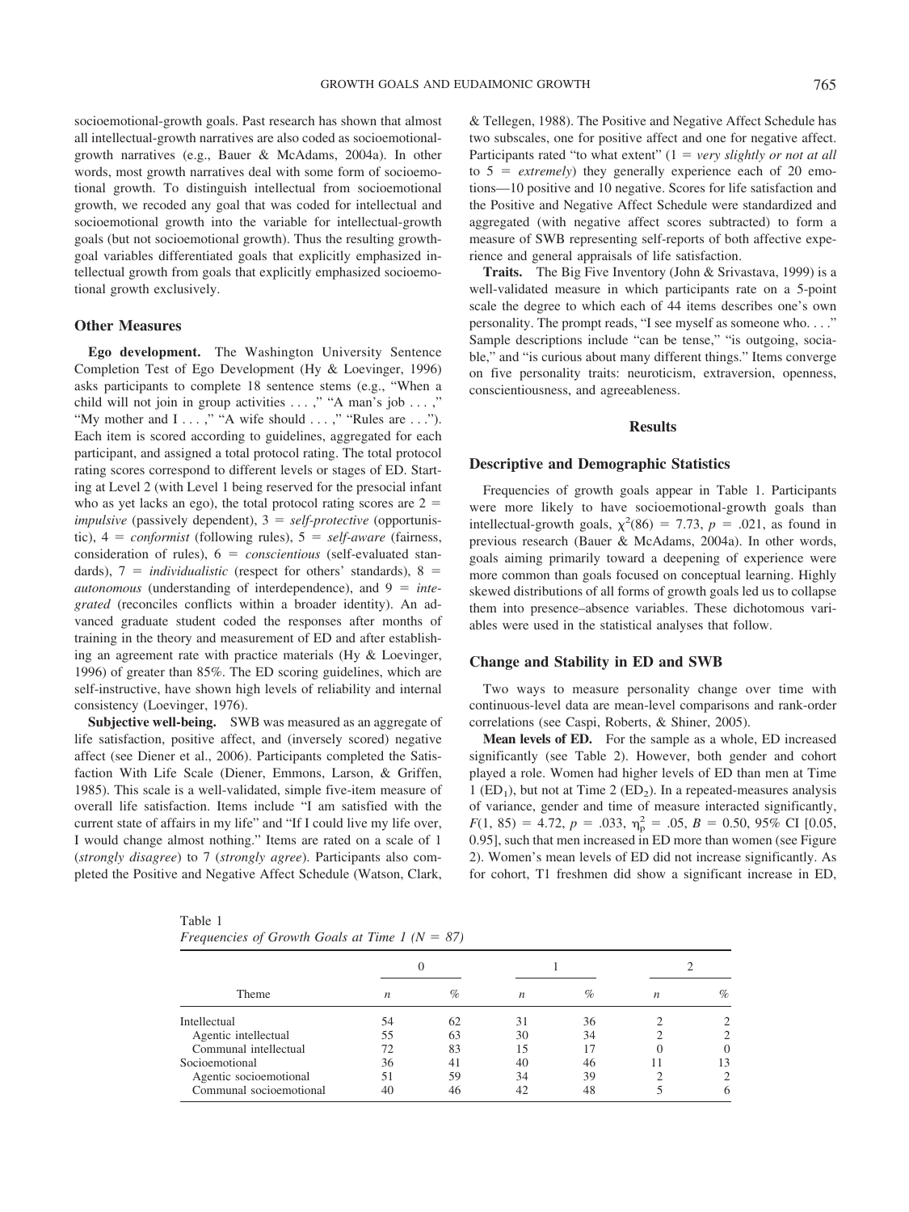socioemotional-growth goals. Past research has shown that almost all intellectual-growth narratives are also coded as socioemotional-growth narratives (e.g., Bauer & McAdams, 2004a). In other words, most growth narratives deal with some form of socioemotional growth. To distinguish intellectual from socioemotional growth, we recoded any goal that was coded for intellectual and socioemotional growth into the variable for intellectual-growth goals (but not socioemotional growth). Thus the resulting growth-goal variables differentiated goals that explicitly emphasized intellectual growth from goals that explicitly emphasized socioemotional growth exclusively.

### Other Measures

**Ego development.** The Washington University Sentence Completion Test of Ego Development (Hy & Loevinger, 1996) asks participants to complete 18 sentence stems (e.g., "When a child will not join in group activities . . . ," "A man's job . . . ," "My mother and I . . . ," "A wife should . . . ," "Rules are . . ."). Each item is scored according to guidelines, aggregated for each participant, and assigned a total protocol rating. The total protocol rating scores correspond to different levels or stages of ED. Starting at Level 2 (with Level 1 being reserved for the presocial infant who as yet lacks an ego), the total protocol rating scores are 2 = *impulsive* (passively dependent), 3 = *self-protective* (opportunistic), 4 = *conformist* (following rules), 5 = *self-aware* (fairness, consideration of rules), 6 = *conscientious* (self-evaluated standards), 7 = *individualistic* (respect for others' standards), 8 = *autonomous* (understanding of interdependence), and 9 = *integrated* (reconciles conflicts within a broader identity). An advanced graduate student coded the responses after months of training in the theory and measurement of ED and after establishing an agreement rate with practice materials (Hy & Loevinger, 1996) of greater than 85%. The ED scoring guidelines, which are self-instructive, have shown high levels of reliability and internal consistency (Loevinger, 1976).

**Subjective well-being.** SWB was measured as an aggregate of life satisfaction, positive affect, and (inversely scored) negative affect (see Diener et al., 2006). Participants completed the Satisfaction With Life Scale (Diener, Emmons, Larson, & Griffen, 1985). This scale is a well-validated, simple five-item measure of overall life satisfaction. Items include "I am satisfied with the current state of affairs in my life" and "If I could live my life over, I would change almost nothing." Items are rated on a scale of 1 (*strongly disagree*) to 7 (*strongly agree*). Participants also completed the Positive and Negative Affect Schedule (Watson, Clark, & Tellegen, 1988). The Positive and Negative Affect Schedule has two subscales, one for positive affect and one for negative affect. Participants rated "to what extent" (1 = *very slightly or not at all* to 5 = *extremely*) they generally experience each of 20 emotions—10 positive and 10 negative. Scores for life satisfaction and the Positive and Negative Affect Schedule were standardized and aggregated (with negative affect scores subtracted) to form a measure of SWB representing self-reports of both affective experience and general appraisals of life satisfaction.

**Traits.** The Big Five Inventory (John & Srivastava, 1999) is a well-validated measure in which participants rate on a 5-point scale the degree to which each of 44 items describes one's own personality. The prompt reads, "I see myself as someone who. . . ." Sample descriptions include "can be tense," "is outgoing, sociable," and "is curious about many different things." Items converge on five personality traits: neuroticism, extraversion, openness, conscientiousness, and agreeableness.

## Results

### Descriptive and Demographic Statistics

Frequencies of growth goals appear in Table 1. Participants were more likely to have socioemotional-growth goals than intellectual-growth goals, $\chi^2(86) = 7.73$, $p = .021$, as found in previous research (Bauer & McAdams, 2004a). In other words, goals aiming primarily toward a deepening of experience were more common than goals focused on conceptual learning. Highly skewed distributions of all forms of growth goals led us to collapse them into presence–absence variables. These dichotomous variables were used in the statistical analyses that follow.

### Change and Stability in ED and SWB

Two ways to measure personality change over time with continuous-level data are mean-level comparisons and rank-order correlations (see Caspi, Roberts, & Shiner, 2005).

**Mean levels of ED.** For the sample as a whole, ED increased significantly (see Table 2). However, both gender and cohort played a role. Women had higher levels of ED than men at Time 1 ($ED_1$), but not at Time 2 ($ED_2$). In a repeated-measures analysis of variance, gender and time of measure interacted significantly, $F(1, 85) = 4.72$, $p = .033$, $\eta_p^2 = .05$, $B = 0.50$, 95% CI [0.05, 0.95], such that men increased in ED more than women (see Figure 2). Women's mean levels of ED did not increase significantly. As for cohort, T1 freshmen did show a significant increase in ED,

Table 1
*Frequencies of Growth Goals at Time 1 (N = 87)*

| Theme | 0 | | 1 | | 2 | |
|---|---|---|---|---|---|---|
| | *n* | % | *n* | % | *n* | % |
| Intellectual | 54 | 62 | 31 | 36 | 2 | 2 |
| Agentic intellectual | 55 | 63 | 30 | 34 | 2 | 2 |
| Communal intellectual | 72 | 83 | 15 | 17 | 0 | 0 |
| Socioemotional | 36 | 41 | 40 | 46 | 11 | 13 |
| Agentic socioemotional | 51 | 59 | 34 | 39 | 2 | 2 |
| Communal socioemotional | 40 | 46 | 42 | 48 | 5 | 6 |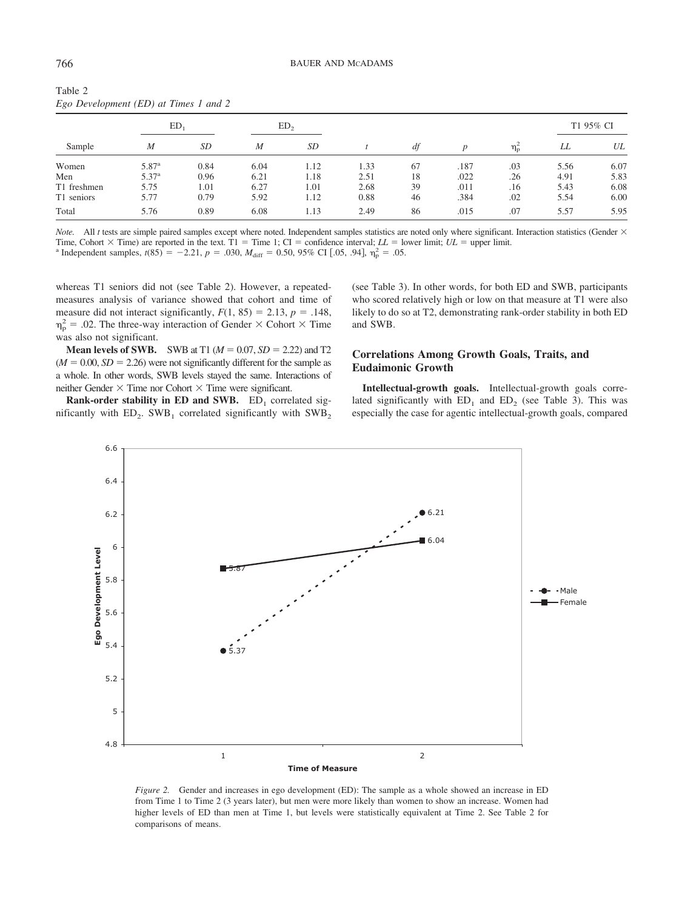Table 2
*Ego Development (ED) at Times 1 and 2*

| Sample | $ED_1$ | | $ED_2$ | | | | | | T1 95% CI | |
|---|---|---|---|---|---|---|---|---|---|---|
| | *M* | *SD* | *M* | *SD* | *t* | *df* | *p* | $\eta_p^2$ | *LL* | *UL* |
| Women | 5.87[a] | 0.84 | 6.04 | 1.12 | 1.33 | 67 | .187 | .03 | 5.56 | 6.07 |
| Men | 5.37[a] | 0.96 | 6.21 | 1.18 | 2.51 | 18 | .022 | .26 | 4.91 | 5.83 |
| T1 freshmen | 5.75 | 1.01 | 6.27 | 1.01 | 2.68 | 39 | .011 | .16 | 5.43 | 6.08 |
| T1 seniors | 5.77 | 0.79 | 5.92 | 1.12 | 0.88 | 46 | .384 | .02 | 5.54 | 6.00 |
| Total | 5.76 | 0.89 | 6.08 | 1.13 | 2.49 | 86 | .015 | .07 | 5.57 | 5.95 |

*Note.* All *t* tests are simple paired samples except where noted. Independent samples statistics are noted only where significant. Interaction statistics (Gender × Time, Cohort × Time) are reported in the text. T1 = Time 1; CI = confidence interval; *LL* = lower limit; *UL* = upper limit.
[a] Independent samples, $t(85) = -2.21$, $p = .030$, $M_{diff} = 0.50$, 95% CI [.05, .94], $\eta_p^2 = .05$.

whereas T1 seniors did not (see Table 2). However, a repeated-measures analysis of variance showed that cohort and time of measure did not interact significantly, $F(1, 85) = 2.13$, $p = .148$, $\eta_p^2 = .02$. The three-way interaction of Gender × Cohort × Time was also not significant.

**Mean levels of SWB.** SWB at T1 ($M = 0.07$, $SD = 2.22$) and T2 ($M = 0.00$, $SD = 2.26$) were not significantly different for the sample as a whole. In other words, SWB levels stayed the same. Interactions of neither Gender × Time nor Cohort × Time were significant.

**Rank-order stability in ED and SWB.** $ED_1$ correlated significantly with $ED_2$. $SWB_1$ correlated significantly with $SWB_2$ (see Table 3). In other words, for both ED and SWB, participants who scored relatively high or low on that measure at T1 were also likely to do so at T2, demonstrating rank-order stability in both ED and SWB.

### Correlations Among Growth Goals, Traits, and Eudaimonic Growth

**Intellectual-growth goals.** Intellectual-growth goals correlated significantly with $ED_1$ and $ED_2$ (see Table 3). This was especially the case for agentic intellectual-growth goals, compared

*Figure 2.* Gender and increases in ego development (ED): The sample as a whole showed an increase in ED from Time 1 to Time 2 (3 years later), but men were more likely than women to show an increase. Women had higher levels of ED than men at Time 1, but levels were statistically equivalent at Time 2. See Table 2 for comparisons of means.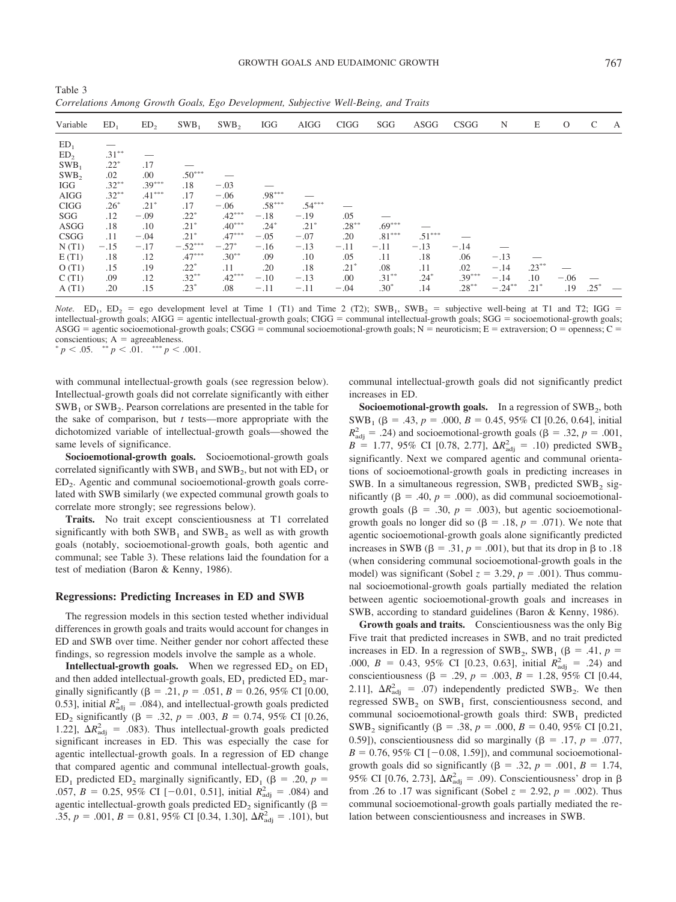Table 3
*Correlations Among Growth Goals, Ego Development, Subjective Well-Being, and Traits*

| Variable | $ED_1$ | $ED_2$ | $SWB_1$ | $SWB_2$ | IGG | AIGG | CIGG | SGG | ASGG | CSGG | N | E | O | C | A |
|---|---|---|---|---|---|---|---|---|---|---|---|---|---|---|---|
| $ED_1$ | — | | | | | | | | | | | | | | |
| $ED_2$ | .31** | — | | | | | | | | | | | | | |
| $SWB_1$ | .22* | .17 | — | | | | | | | | | | | | |
| $SWB_2$ | .02 | .00 | .50*** | — | | | | | | | | | | | |
| IGG | .32** | .39*** | .18 | −.03 | — | | | | | | | | | | |
| AIGG | .32** | .41*** | .17 | −.06 | .98*** | — | | | | | | | | | |
| CIGG | .26* | .21* | .17 | −.06 | .58*** | .54*** | — | | | | | | | | |
| SGG | .12 | −.09 | .22* | .42*** | −.18 | −.19 | .05 | — | | | | | | | |
| ASGG | .18 | .10 | .21* | .40*** | .24* | .21* | .28** | .69*** | — | | | | | | |
| CSGG | .11 | −.04 | .21* | .47*** | −.05 | −.07 | .20 | .81*** | .51*** | — | | | | | |
| N (T1) | −.15 | −.17 | −.52*** | −.27* | −.16 | −.13 | −.11 | −.11 | −.13 | −.14 | — | | | | |
| E (T1) | .18 | .12 | .47*** | .30** | .09 | .10 | .05 | .11 | .18 | .06 | −.13 | — | | | |
| O (T1) | .15 | .19 | .22* | .11 | .20 | .18 | .21* | .08 | .11 | .02 | −.14 | .23** | — | | |
| C (T1) | .09 | .12 | .32** | .42*** | −.10 | −.13 | .00 | .31** | .24* | .39*** | −.14 | .10 | −.06 | — | |
| A (T1) | .20 | .15 | .23* | .08 | −.11 | −.11 | −.04 | .30* | .14 | .28** | −.24** | .21* | .19 | .25* | — |

*Note.* $ED_1$, $ED_2$ = ego development level at Time 1 (T1) and Time 2 (T2); $SWB_1$, $SWB_2$ = subjective well-being at T1 and T2; IGG = intellectual-growth goals; AIGG = agentic intellectual-growth goals; CIGG = communal intellectual-growth goals; SGG = socioemotional-growth goals; ASGG = agentic socioemotional-growth goals; CSGG = communal socioemotional-growth goals; N = neuroticism; E = extraversion; O = openness; C = conscientious; A = agreeableness.
\* $p < .05$. \*\* $p < .01$. \*\*\* $p < .001$.

with communal intellectual-growth goals (see regression below). Intellectual-growth goals did not correlate significantly with either $SWB_1$ or $SWB_2$. Pearson correlations are presented in the table for the sake of comparison, but *t* tests—more appropriate with the dichotomized variable of intellectual-growth goals—showed the same levels of significance.

**Socioemotional-growth goals.** Socioemotional-growth goals correlated significantly with $SWB_1$ and $SWB_2$, but not with $ED_1$ or $ED_2$. Agentic and communal socioemotional-growth goals correlated with SWB similarly (we expected communal growth goals to correlate more strongly; see regressions below).

**Traits.** No trait except conscientiousness at T1 correlated significantly with both $SWB_1$ and $SWB_2$ as well as with growth goals (notably, socioemotional-growth goals, both agentic and communal; see Table 3). These relations laid the foundation for a test of mediation (Baron & Kenny, 1986).

### Regressions: Predicting Increases in ED and SWB

The regression models in this section tested whether individual differences in growth goals and traits would account for changes in ED and SWB over time. Neither gender nor cohort affected these findings, so regression models involve the sample as a whole.

**Intellectual-growth goals.** When we regressed $ED_2$ on $ED_1$ and then added intellectual-growth goals, $ED_1$ predicted $ED_2$ marginally significantly ($\beta = .21$, $p = .051$, $B = 0.26$, 95% CI [0.00, 0.53], initial $R^2_{adj} = .084$), and intellectual-growth goals predicted $ED_2$ significantly ($\beta = .32$, $p = .003$, $B = 0.74$, 95% CI [0.26, 1.22], $\Delta R^2_{adj} = .083$). Thus intellectual-growth goals predicted significant increases in ED. This was especially the case for agentic intellectual-growth goals. In a regression of ED change that compared agentic and communal intellectual-growth goals, $ED_1$ predicted $ED_2$ marginally significantly, $ED_1$ ($\beta = .20$, $p = .057$, $B = 0.25$, 95% CI [−0.01, 0.51], initial $R^2_{adj} = .084$) and agentic intellectual-growth goals predicted $ED_2$ significantly ($\beta = .35$, $p = .001$, $B = 0.81$, 95% CI [0.34, 1.30], $\Delta R^2_{adj} = .101$), but communal intellectual-growth goals did not significantly predict increases in ED.

**Socioemotional-growth goals.** In a regression of $SWB_2$, both $SWB_1$ ($\beta = .43$, $p = .000$, $B = 0.45$, 95% CI [0.26, 0.64], initial $R^2_{adj} = .24$) and socioemotional-growth goals ($\beta = .32$, $p = .001$, $B = 1.77$, 95% CI [0.78, 2.77], $\Delta R^2_{adj} = .10$) predicted $SWB_2$ significantly. Next we compared agentic and communal orientations of socioemotional-growth goals in predicting increases in SWB. In a simultaneous regression, $SWB_1$ predicted $SWB_2$ significantly ($\beta = .40$, $p = .000$), as did communal socioemotional-growth goals ($\beta = .30$, $p = .003$), but agentic socioemotional-growth goals no longer did so ($\beta = .18$, $p = .071$). We note that agentic socioemotional-growth goals alone significantly predicted increases in SWB ($\beta = .31$, $p = .001$), but that its drop in β to .18 (when considering communal socioemotional-growth goals in the model) was significant (Sobel $z = 3.29$, $p = .001$). Thus communal socioemotional-growth goals partially mediated the relation between agentic socioemotional-growth goals and increases in SWB, according to standard guidelines (Baron & Kenny, 1986).

**Growth goals and traits.** Conscientiousness was the only Big Five trait that predicted increases in SWB, and no trait predicted increases in ED. In a regression of $SWB_2$, $SWB_1$ ($\beta = .41$, $p = .000$, $B = 0.43$, 95% CI [0.23, 0.63], initial $R^2_{adj} = .24$) and conscientiousness ($\beta = .29$, $p = .003$, $B = 1.28$, 95% CI [0.44, 2.11], $\Delta R^2_{adj} = .07$) independently predicted $SWB_2$. We then regressed $SWB_2$ on $SWB_1$ first, conscientiousness second, and communal socioemotional-growth goals third: $SWB_1$ predicted $SWB_2$ significantly ($\beta = .38$, $p = .000$, $B = 0.40$, 95% CI [0.21, 0.59]), conscientiousness did so marginally ($\beta = .17$, $p = .077$, $B = 0.76$, 95% CI [−0.08, 1.59]), and communal socioemotional-growth goals did so significantly ($\beta = .32$, $p = .001$, $B = 1.74$, 95% CI [0.76, 2.73], $\Delta R^2_{adj} = .09$). Conscientiousness' drop in β from .26 to .17 was significant (Sobel $z = 2.92$, $p = .002$). Thus communal socioemotional-growth goals partially mediated the relation between conscientiousness and increases in SWB.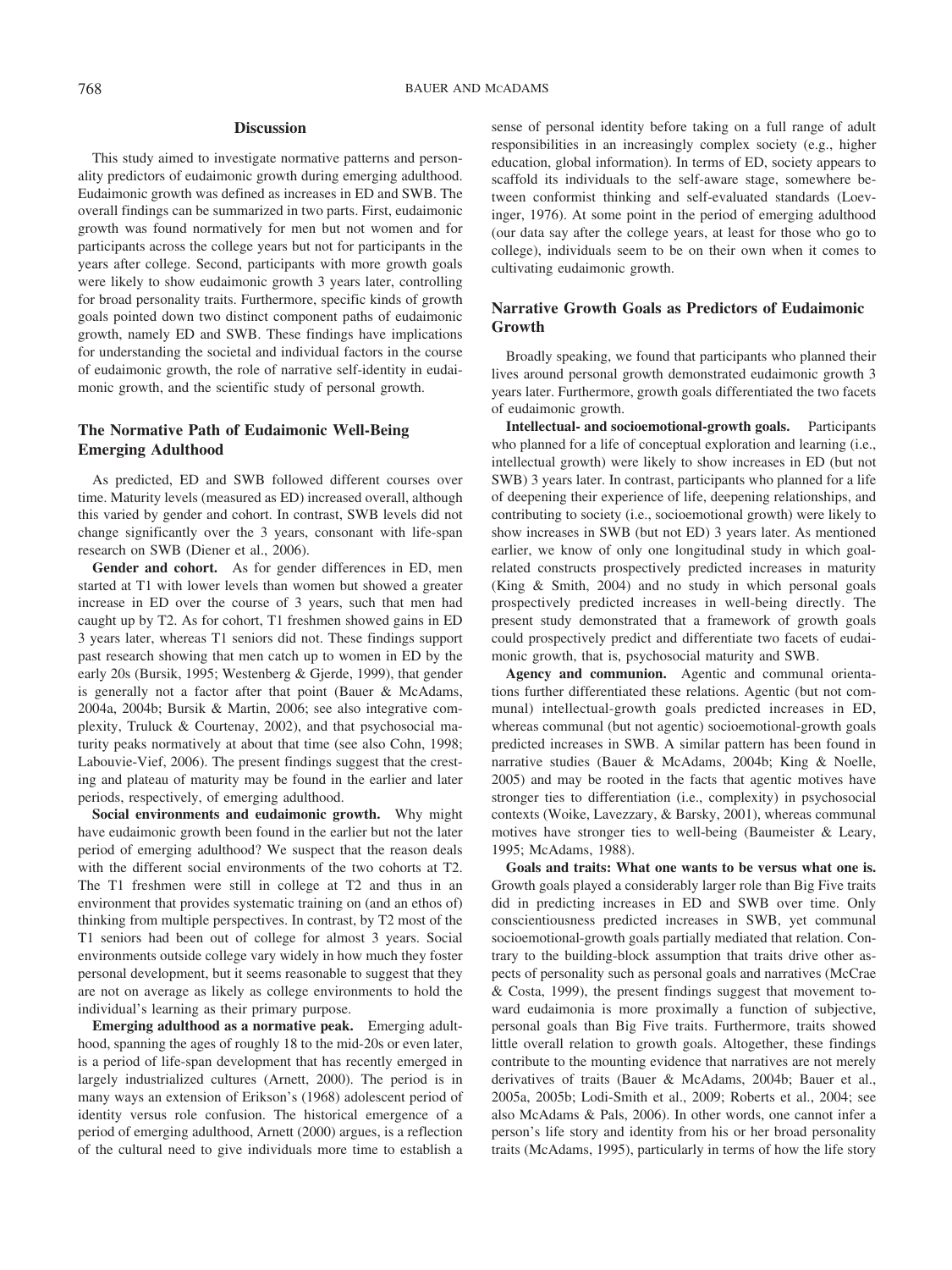## Discussion

This study aimed to investigate normative patterns and personality predictors of eudaimonic growth during emerging adulthood. Eudaimonic growth was defined as increases in ED and SWB. The overall findings can be summarized in two parts. First, eudaimonic growth was found normatively for men but not women and for participants across the college years but not for participants in the years after college. Second, participants with more growth goals were likely to show eudaimonic growth 3 years later, controlling for broad personality traits. Furthermore, specific kinds of growth goals pointed down two distinct component paths of eudaimonic growth, namely ED and SWB. These findings have implications for understanding the societal and individual factors in the course of eudaimonic growth, the role of narrative self-identity in eudaimonic growth, and the scientific study of personal growth.

### The Normative Path of Eudaimonic Well-Being Emerging Adulthood

As predicted, ED and SWB followed different courses over time. Maturity levels (measured as ED) increased overall, although this varied by gender and cohort. In contrast, SWB levels did not change significantly over the 3 years, consonant with life-span research on SWB (Diener et al., 2006).

**Gender and cohort.** As for gender differences in ED, men started at T1 with lower levels than women but showed a greater increase in ED over the course of 3 years, such that men had caught up by T2. As for cohort, T1 freshmen showed gains in ED 3 years later, whereas T1 seniors did not. These findings support past research showing that men catch up to women in ED by the early 20s (Bursik, 1995; Westenberg & Gjerde, 1999), that gender is generally not a factor after that point (Bauer & McAdams, 2004a, 2004b; Bursik & Martin, 2006; see also integrative complexity, Truluck & Courtenay, 2002), and that psychosocial maturity peaks normatively at about that time (see also Cohn, 1998; Labouvie-Vief, 2006). The present findings suggest that the cresting and plateau of maturity may be found in the earlier and later periods, respectively, of emerging adulthood.

**Social environments and eudaimonic growth.** Why might have eudaimonic growth been found in the earlier but not the later period of emerging adulthood? We suspect that the reason deals with the different social environments of the two cohorts at T2. The T1 freshmen were still in college at T2 and thus in an environment that provides systematic training on (and an ethos of) thinking from multiple perspectives. In contrast, by T2 most of the T1 seniors had been out of college for almost 3 years. Social environments outside college vary widely in how much they foster personal development, but it seems reasonable to suggest that they are not on average as likely as college environments to hold the individual's learning as their primary purpose.

**Emerging adulthood as a normative peak.** Emerging adulthood, spanning the ages of roughly 18 to the mid-20s or even later, is a period of life-span development that has recently emerged in largely industrialized cultures (Arnett, 2000). The period is in many ways an extension of Erikson's (1968) adolescent period of identity versus role confusion. The historical emergence of a period of emerging adulthood, Arnett (2000) argues, is a reflection of the cultural need to give individuals more time to establish a sense of personal identity before taking on a full range of adult responsibilities in an increasingly complex society (e.g., higher education, global information). In terms of ED, society appears to scaffold its individuals to the self-aware stage, somewhere between conformist thinking and self-evaluated standards (Loevinger, 1976). At some point in the period of emerging adulthood (our data say after the college years, at least for those who go to college), individuals seem to be on their own when it comes to cultivating eudaimonic growth.

### Narrative Growth Goals as Predictors of Eudaimonic Growth

Broadly speaking, we found that participants who planned their lives around personal growth demonstrated eudaimonic growth 3 years later. Furthermore, growth goals differentiated the two facets of eudaimonic growth.

**Intellectual- and socioemotional-growth goals.** Participants who planned for a life of conceptual exploration and learning (i.e., intellectual growth) were likely to show increases in ED (but not SWB) 3 years later. In contrast, participants who planned for a life of deepening their experience of life, deepening relationships, and contributing to society (i.e., socioemotional growth) were likely to show increases in SWB (but not ED) 3 years later. As mentioned earlier, we know of only one longitudinal study in which goal-related constructs prospectively predicted increases in maturity (King & Smith, 2004) and no study in which personal goals prospectively predicted increases in well-being directly. The present study demonstrated that a framework of growth goals could prospectively predict and differentiate two facets of eudaimonic growth, that is, psychosocial maturity and SWB.

**Agency and communion.** Agentic and communal orientations further differentiated these relations. Agentic (but not communal) intellectual-growth goals predicted increases in ED, whereas communal (but not agentic) socioemotional-growth goals predicted increases in SWB. A similar pattern has been found in narrative studies (Bauer & McAdams, 2004b; King & Noelle, 2005) and may be rooted in the facts that agentic motives have stronger ties to differentiation (i.e., complexity) in psychosocial contexts (Woike, Lavezzary, & Barsky, 2001), whereas communal motives have stronger ties to well-being (Baumeister & Leary, 1995; McAdams, 1988).

**Goals and traits: What one wants to be versus what one is.** Growth goals played a considerably larger role than Big Five traits did in predicting increases in ED and SWB over time. Only conscientiousness predicted increases in SWB, yet communal socioemotional-growth goals partially mediated that relation. Contrary to the building-block assumption that traits drive other aspects of personality such as personal goals and narratives (McCrae & Costa, 1999), the present findings suggest that movement toward eudaimonia is more proximally a function of subjective, personal goals than Big Five traits. Furthermore, traits showed little overall relation to growth goals. Altogether, these findings contribute to the mounting evidence that narratives are not merely derivatives of traits (Bauer & McAdams, 2004b; Bauer et al., 2005a, 2005b; Lodi-Smith et al., 2009; Roberts et al., 2004; see also McAdams & Pals, 2006). In other words, one cannot infer a person's life story and identity from his or her broad personality traits (McAdams, 1995), particularly in terms of how the life story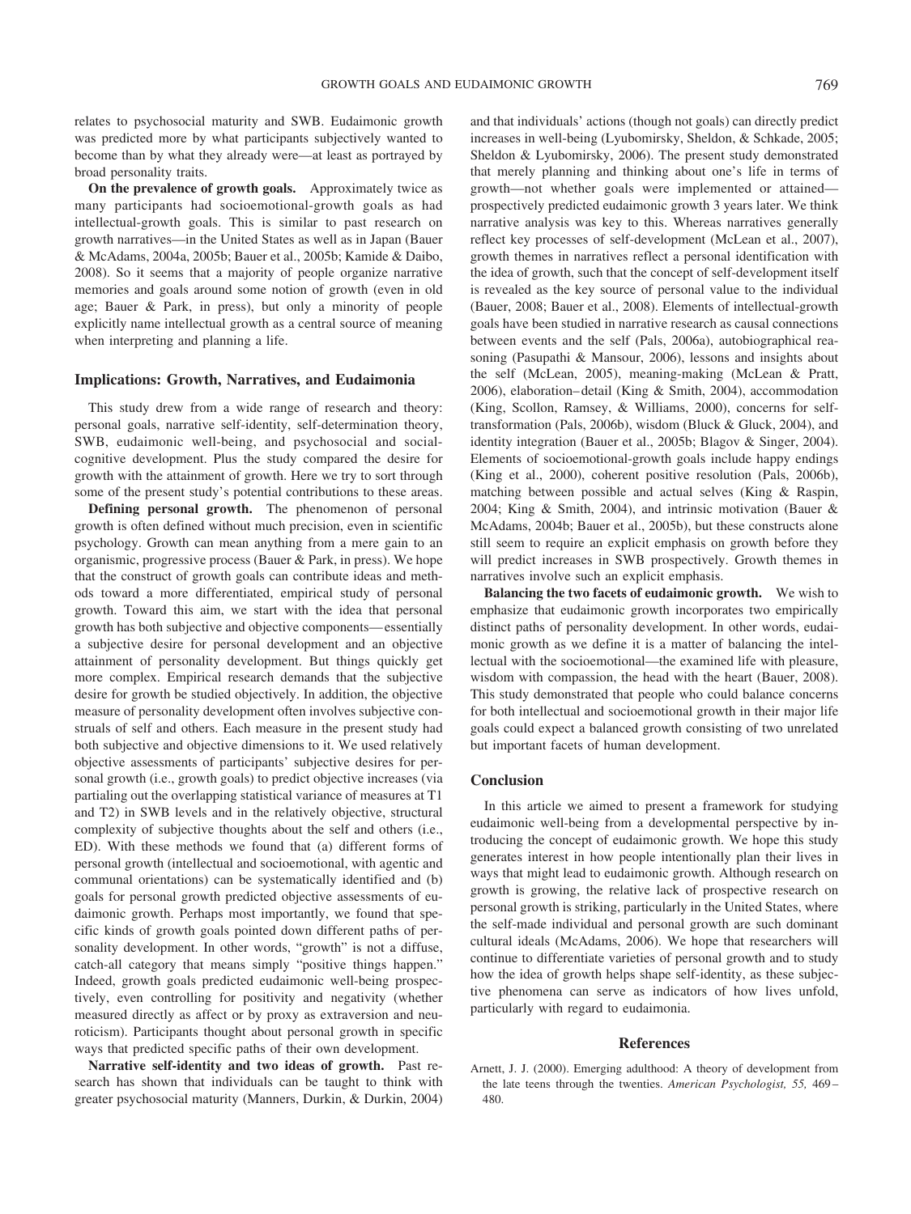relates to psychosocial maturity and SWB. Eudaimonic growth was predicted more by what participants subjectively wanted to become than by what they already were—at least as portrayed by broad personality traits.

**On the prevalence of growth goals.** Approximately twice as many participants had socioemotional-growth goals as had intellectual-growth goals. This is similar to past research on growth narratives—in the United States as well as in Japan (Bauer & McAdams, 2004a, 2005b; Bauer et al., 2005b; Kamide & Daibo, 2008). So it seems that a majority of people organize narrative memories and goals around some notion of growth (even in old age; Bauer & Park, in press), but only a minority of people explicitly name intellectual growth as a central source of meaning when interpreting and planning a life.

### Implications: Growth, Narratives, and Eudaimonia

This study drew from a wide range of research and theory: personal goals, narrative self-identity, self-determination theory, SWB, eudaimonic well-being, and psychosocial and social-cognitive development. Plus the study compared the desire for growth with the attainment of growth. Here we try to sort through some of the present study's potential contributions to these areas.

**Defining personal growth.** The phenomenon of personal growth is often defined without much precision, even in scientific psychology. Growth can mean anything from a mere gain to an organismic, progressive process (Bauer & Park, in press). We hope that the construct of growth goals can contribute ideas and methods toward a more differentiated, empirical study of personal growth. Toward this aim, we start with the idea that personal growth has both subjective and objective components—essentially a subjective desire for personal development and an objective attainment of personality development. But things quickly get more complex. Empirical research demands that the subjective desire for growth be studied objectively. In addition, the objective measure of personality development often involves subjective construals of self and others. Each measure in the present study had both subjective and objective dimensions to it. We used relatively objective assessments of participants' subjective desires for personal growth (i.e., growth goals) to predict objective increases (via partialing out the overlapping statistical variance of measures at T1 and T2) in SWB levels and in the relatively objective, structural complexity of subjective thoughts about the self and others (i.e., ED). With these methods we found that (a) different forms of personal growth (intellectual and socioemotional, with agentic and communal orientations) can be systematically identified and (b) goals for personal growth predicted objective assessments of eudaimonic growth. Perhaps most importantly, we found that specific kinds of growth goals pointed down different paths of personality development. In other words, "growth" is not a diffuse, catch-all category that means simply "positive things happen." Indeed, growth goals predicted eudaimonic well-being prospectively, even controlling for positivity and negativity (whether measured directly as affect or by proxy as extraversion and neuroticism). Participants thought about personal growth in specific ways that predicted specific paths of their own development.

**Narrative self-identity and two ideas of growth.** Past research has shown that individuals can be taught to think with greater psychosocial maturity (Manners, Durkin, & Durkin, 2004) and that individuals' actions (though not goals) can directly predict increases in well-being (Lyubomirsky, Sheldon, & Schkade, 2005; Sheldon & Lyubomirsky, 2006). The present study demonstrated that merely planning and thinking about one's life in terms of growth—not whether goals were implemented or attained—prospectively predicted eudaimonic growth 3 years later. We think narrative analysis was key to this. Whereas narratives generally reflect key processes of self-development (McLean et al., 2007), growth themes in narratives reflect a personal identification with the idea of growth, such that the concept of self-development itself is revealed as the key source of personal value to the individual (Bauer, 2008; Bauer et al., 2008). Elements of intellectual-growth goals have been studied in narrative research as causal connections between events and the self (Pals, 2006a), autobiographical reasoning (Pasupathi & Mansour, 2006), lessons and insights about the self (McLean, 2005), meaning-making (McLean & Pratt, 2006), elaboration–detail (King & Smith, 2004), accommodation (King, Scollon, Ramsey, & Williams, 2000), concerns for self-transformation (Pals, 2006b), wisdom (Bluck & Gluck, 2004), and identity integration (Bauer et al., 2005b; Blagov & Singer, 2004). Elements of socioemotional-growth goals include happy endings (King et al., 2000), coherent positive resolution (Pals, 2006b), matching between possible and actual selves (King & Raspin, 2004; King & Smith, 2004), and intrinsic motivation (Bauer & McAdams, 2004b; Bauer et al., 2005b), but these constructs alone still seem to require an explicit emphasis on growth before they will predict increases in SWB prospectively. Growth themes in narratives involve such an explicit emphasis.

**Balancing the two facets of eudaimonic growth.** We wish to emphasize that eudaimonic growth incorporates two empirically distinct paths of personality development. In other words, eudaimonic growth as we define it is a matter of balancing the intellectual with the socioemotional—the examined life with pleasure, wisdom with compassion, the head with the heart (Bauer, 2008). This study demonstrated that people who could balance concerns for both intellectual and socioemotional growth in their major life goals could expect a balanced growth consisting of two unrelated but important facets of human development.

### Conclusion

In this article we aimed to present a framework for studying eudaimonic well-being from a developmental perspective by introducing the concept of eudaimonic growth. We hope this study generates interest in how people intentionally plan their lives in ways that might lead to eudaimonic growth. Although research on growth is growing, the relative lack of prospective research on personal growth is striking, particularly in the United States, where the self-made individual and personal growth are such dominant cultural ideals (McAdams, 2006). We hope that researchers will continue to differentiate varieties of personal growth and to study how the idea of growth helps shape self-identity, as these subjective phenomena can serve as indicators of how lives unfold, particularly with regard to eudaimonia.

## References

Arnett, J. J. (2000). Emerging adulthood: A theory of development from the late teens through the twenties. *American Psychologist, 55,* 469–480.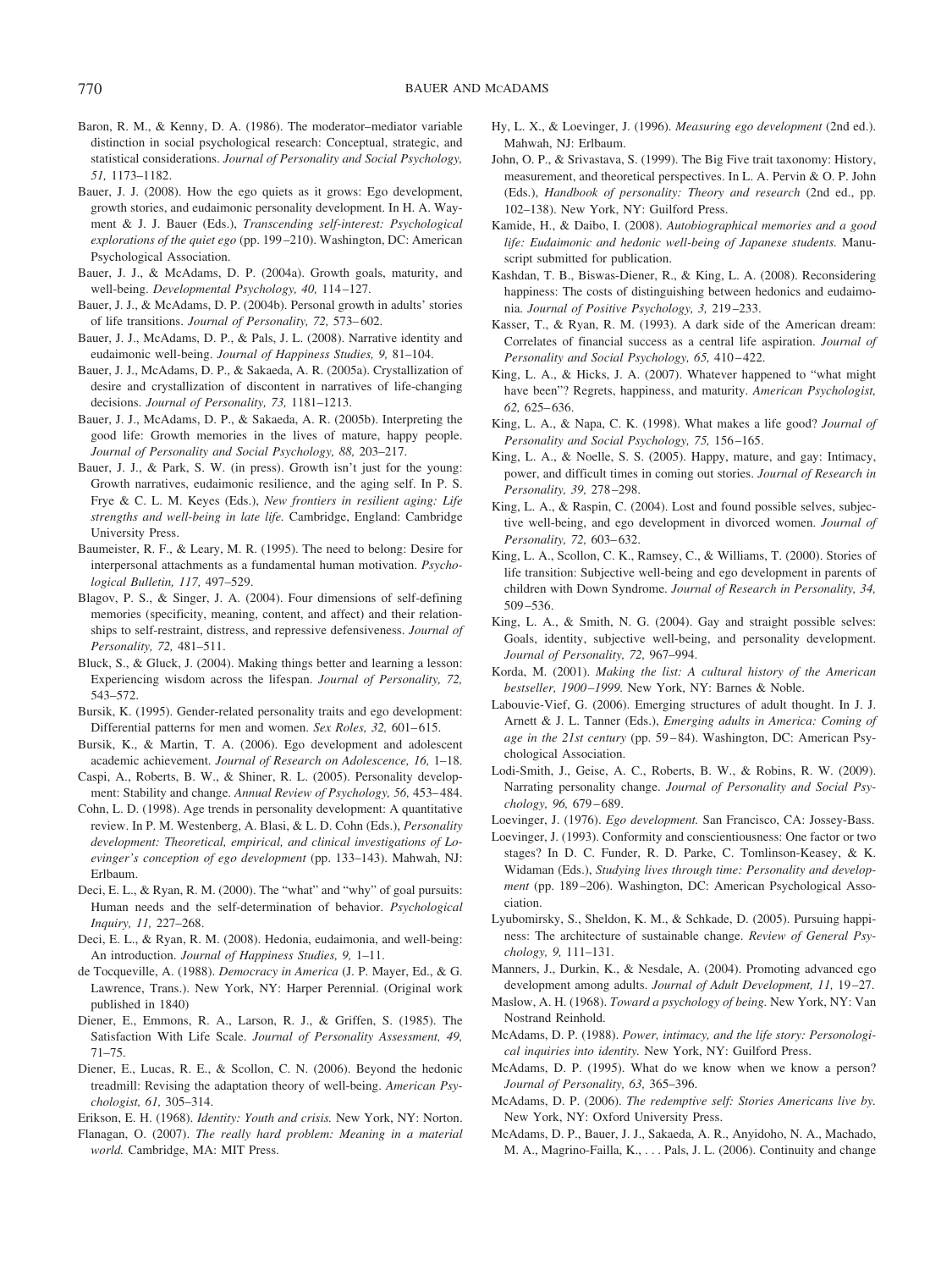Baron, R. M., & Kenny, D. A. (1986). The moderator–mediator variable distinction in social psychological research: Conceptual, strategic, and statistical considerations. *Journal of Personality and Social Psychology, 51,* 1173–1182.

Bauer, J. J. (2008). How the ego quiets as it grows: Ego development, growth stories, and eudaimonic personality development. In H. A. Wayment & J. J. Bauer (Eds.), *Transcending self-interest: Psychological explorations of the quiet ego* (pp. 199–210). Washington, DC: American Psychological Association.

Bauer, J. J., & McAdams, D. P. (2004a). Growth goals, maturity, and well-being. *Developmental Psychology, 40,* 114–127.

Bauer, J. J., & McAdams, D. P. (2004b). Personal growth in adults' stories of life transitions. *Journal of Personality, 72,* 573–602.

Bauer, J. J., McAdams, D. P., & Pals, J. L. (2008). Narrative identity and eudaimonic well-being. *Journal of Happiness Studies, 9,* 81–104.

Bauer, J. J., McAdams, D. P., & Sakaeda, A. R. (2005a). Crystallization of desire and crystallization of discontent in narratives of life-changing decisions. *Journal of Personality, 73,* 1181–1213.

Bauer, J. J., McAdams, D. P., & Sakaeda, A. R. (2005b). Interpreting the good life: Growth memories in the lives of mature, happy people. *Journal of Personality and Social Psychology, 88,* 203–217.

Bauer, J. J., & Park, S. W. (in press). Growth isn't just for the young: Growth narratives, eudaimonic resilience, and the aging self. In P. S. Frye & C. L. M. Keyes (Eds.), *New frontiers in resilient aging: Life strengths and well-being in late life.* Cambridge, England: Cambridge University Press.

Baumeister, R. F., & Leary, M. R. (1995). The need to belong: Desire for interpersonal attachments as a fundamental human motivation. *Psychological Bulletin, 117,* 497–529.

Blagov, P. S., & Singer, J. A. (2004). Four dimensions of self-defining memories (specificity, meaning, content, and affect) and their relationships to self-restraint, distress, and repressive defensiveness. *Journal of Personality, 72,* 481–511.

Bluck, S., & Gluck, J. (2004). Making things better and learning a lesson: Experiencing wisdom across the lifespan. *Journal of Personality, 72,* 543–572.

Bursik, K. (1995). Gender-related personality traits and ego development: Differential patterns for men and women. *Sex Roles, 32,* 601–615.

Bursik, K., & Martin, T. A. (2006). Ego development and adolescent academic achievement. *Journal of Research on Adolescence, 16,* 1–18.

Caspi, A., Roberts, B. W., & Shiner, R. L. (2005). Personality development: Stability and change. *Annual Review of Psychology, 56,* 453–484.

Cohn, L. D. (1998). Age trends in personality development: A quantitative review. In P. M. Westenberg, A. Blasi, & L. D. Cohn (Eds.), *Personality development: Theoretical, empirical, and clinical investigations of Loevinger's conception of ego development* (pp. 133–143). Mahwah, NJ: Erlbaum.

Deci, E. L., & Ryan, R. M. (2000). The "what" and "why" of goal pursuits: Human needs and the self-determination of behavior. *Psychological Inquiry, 11,* 227–268.

Deci, E. L., & Ryan, R. M. (2008). Hedonia, eudaimonia, and well-being: An introduction. *Journal of Happiness Studies, 9,* 1–11.

de Tocqueville, A. (1988). *Democracy in America* (J. P. Mayer, Ed., & G. Lawrence, Trans.). New York, NY: Harper Perennial. (Original work published in 1840)

Diener, E., Emmons, R. A., Larson, R. J., & Griffen, S. (1985). The Satisfaction With Life Scale. *Journal of Personality Assessment, 49,* 71–75.

Diener, E., Lucas, R. E., & Scollon, C. N. (2006). Beyond the hedonic treadmill: Revising the adaptation theory of well-being. *American Psychologist, 61,* 305–314.

Erikson, E. H. (1968). *Identity: Youth and crisis.* New York, NY: Norton.

Flanagan, O. (2007). *The really hard problem: Meaning in a material world.* Cambridge, MA: MIT Press.

Hy, L. X., & Loevinger, J. (1996). *Measuring ego development* (2nd ed.). Mahwah, NJ: Erlbaum.

John, O. P., & Srivastava, S. (1999). The Big Five trait taxonomy: History, measurement, and theoretical perspectives. In L. A. Pervin & O. P. John (Eds.), *Handbook of personality: Theory and research* (2nd ed., pp. 102–138). New York, NY: Guilford Press.

Kamide, H., & Daibo, I. (2008). *Autobiographical memories and a good life: Eudaimonic and hedonic well-being of Japanese students.* Manuscript submitted for publication.

Kashdan, T. B., Biswas-Diener, R., & King, L. A. (2008). Reconsidering happiness: The costs of distinguishing between hedonics and eudaimonia. *Journal of Positive Psychology, 3,* 219–233.

Kasser, T., & Ryan, R. M. (1993). A dark side of the American dream: Correlates of financial success as a central life aspiration. *Journal of Personality and Social Psychology, 65,* 410–422.

King, L. A., & Hicks, J. A. (2007). Whatever happened to "what might have been"? Regrets, happiness, and maturity. *American Psychologist, 62,* 625–636.

King, L. A., & Napa, C. K. (1998). What makes a life good? *Journal of Personality and Social Psychology, 75,* 156–165.

King, L. A., & Noelle, S. S. (2005). Happy, mature, and gay: Intimacy, power, and difficult times in coming out stories. *Journal of Research in Personality, 39,* 278–298.

King, L. A., & Raspin, C. (2004). Lost and found possible selves, subjective well-being, and ego development in divorced women. *Journal of Personality, 72,* 603–632.

King, L. A., Scollon, C. K., Ramsey, C., & Williams, T. (2000). Stories of life transition: Subjective well-being and ego development in parents of children with Down Syndrome. *Journal of Research in Personality, 34,* 509–536.

King, L. A., & Smith, N. G. (2004). Gay and straight possible selves: Goals, identity, subjective well-being, and personality development. *Journal of Personality, 72,* 967–994.

Korda, M. (2001). *Making the list: A cultural history of the American bestseller, 1900–1999.* New York, NY: Barnes & Noble.

Labouvie-Vief, G. (2006). Emerging structures of adult thought. In J. J. Arnett & J. L. Tanner (Eds.), *Emerging adults in America: Coming of age in the 21st century* (pp. 59–84). Washington, DC: American Psychological Association.

Lodi-Smith, J., Geise, A. C., Roberts, B. W., & Robins, R. W. (2009). Narrating personality change. *Journal of Personality and Social Psychology, 96,* 679–689.

Loevinger, J. (1976). *Ego development.* San Francisco, CA: Jossey-Bass.

Loevinger, J. (1993). Conformity and conscientiousness: One factor or two stages? In D. C. Funder, R. D. Parke, C. Tomlinson-Keasey, & K. Widaman (Eds.), *Studying lives through time: Personality and development* (pp. 189–206). Washington, DC: American Psychological Association.

Lyubomirsky, S., Sheldon, K. M., & Schkade, D. (2005). Pursuing happiness: The architecture of sustainable change. *Review of General Psychology, 9,* 111–131.

Manners, J., Durkin, K., & Nesdale, A. (2004). Promoting advanced ego development among adults. *Journal of Adult Development, 11,* 19–27.

Maslow, A. H. (1968). *Toward a psychology of being.* New York, NY: Van Nostrand Reinhold.

McAdams, D. P. (1988). *Power, intimacy, and the life story: Personological inquiries into identity.* New York, NY: Guilford Press.

McAdams, D. P. (1995). What do we know when we know a person? *Journal of Personality, 63,* 365–396.

McAdams, D. P. (2006). *The redemptive self: Stories Americans live by.* New York, NY: Oxford University Press.

McAdams, D. P., Bauer, J. J., Sakaeda, A. R., Anyidoho, N. A., Machado, M. A., Magrino-Failla, K., . . . Pals, J. L. (2006). Continuity and change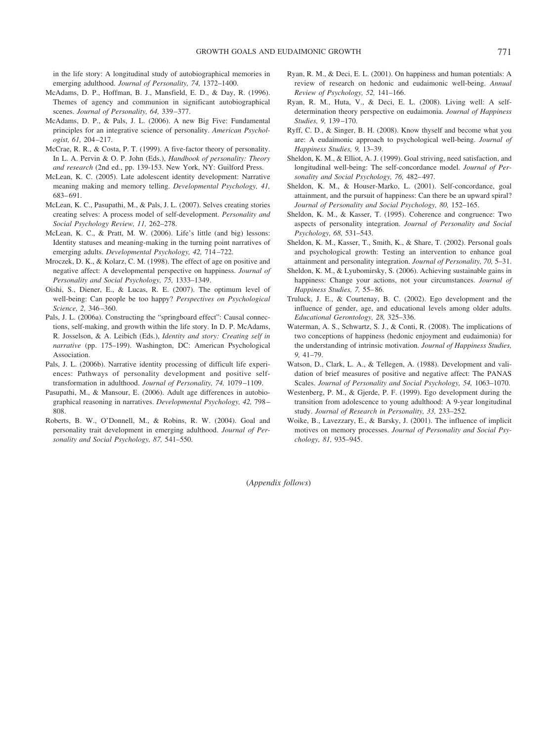in the life story: A longitudinal study of autobiographical memories in emerging adulthood. *Journal of Personality, 74,* 1372–1400.

McAdams, D. P., Hoffman, B. J., Mansfield, E. D., & Day, R. (1996). Themes of agency and communion in significant autobiographical scenes. *Journal of Personality, 64,* 339–377.

McAdams, D. P., & Pals, J. L. (2006). A new Big Five: Fundamental principles for an integrative science of personality. *American Psychologist, 61,* 204–217.

McCrae, R. R., & Costa, P. T. (1999). A five-factor theory of personality. In L. A. Pervin & O. P. John (Eds.), *Handbook of personality: Theory and research* (2nd ed., pp. 139-153. New York, NY: Guilford Press.

McLean, K. C. (2005). Late adolescent identity development: Narrative meaning making and memory telling. *Developmental Psychology, 41,* 683–691.

McLean, K. C., Pasupathi, M., & Pals, J. L. (2007). Selves creating stories creating selves: A process model of self-development. *Personality and Social Psychology Review, 11,* 262–278.

McLean, K. C., & Pratt, M. W. (2006). Life's little (and big) lessons: Identity statuses and meaning-making in the turning point narratives of emerging adults. *Developmental Psychology, 42,* 714–722.

Mroczek, D. K., & Kolarz, C. M. (1998). The effect of age on positive and negative affect: A developmental perspective on happiness. *Journal of Personality and Social Psychology, 75,* 1333–1349.

Oishi, S., Diener, E., & Lucas, R. E. (2007). The optimum level of well-being: Can people be too happy? *Perspectives on Psychological Science, 2,* 346–360.

Pals, J. L. (2006a). Constructing the "springboard effect": Causal connections, self-making, and growth within the life story. In D. P. McAdams, R. Josselson, & A. Leibich (Eds.), *Identity and story: Creating self in narrative* (pp. 175–199). Washington, DC: American Psychological Association.

Pals, J. L. (2006b). Narrative identity processing of difficult life experiences: Pathways of personality development and positive self-transformation in adulthood. *Journal of Personality, 74,* 1079–1109.

Pasupathi, M., & Mansour, E. (2006). Adult age differences in autobiographical reasoning in narratives. *Developmental Psychology, 42,* 798–808.

Roberts, B. W., O'Donnell, M., & Robins, R. W. (2004). Goal and personality trait development in emerging adulthood. *Journal of Personality and Social Psychology, 87,* 541–550.

Ryan, R. M., & Deci, E. L. (2001). On happiness and human potentials: A review of research on hedonic and eudaimonic well-being. *Annual Review of Psychology, 52,* 141–166.

Ryan, R. M., Huta, V., & Deci, E. L. (2008). Living well: A self-determination theory perspective on eudaimonia. *Journal of Happiness Studies, 9,* 139–170.

Ryff, C. D., & Singer, B. H. (2008). Know thyself and become what you are: A eudaimonic approach to psychological well-being. *Journal of Happiness Studies, 9,* 13–39.

Sheldon, K. M., & Elliot, A. J. (1999). Goal striving, need satisfaction, and longitudinal well-being: The self-concordance model. *Journal of Personality and Social Psychology, 76,* 482–497.

Sheldon, K. M., & Houser-Marko, L. (2001). Self-concordance, goal attainment, and the pursuit of happiness: Can there be an upward spiral? *Journal of Personality and Social Psychology, 80,* 152–165.

Sheldon, K. M., & Kasser, T. (1995). Coherence and congruence: Two aspects of personality integration. *Journal of Personality and Social Psychology, 68,* 531–543.

Sheldon, K. M., Kasser, T., Smith, K., & Share, T. (2002). Personal goals and psychological growth: Testing an intervention to enhance goal attainment and personality integration. *Journal of Personality, 70,* 5–31.

Sheldon, K. M., & Lyubomirsky, S. (2006). Achieving sustainable gains in happiness: Change your actions, not your circumstances. *Journal of Happiness Studies, 7,* 55–86.

Truluck, J. E., & Courtenay, B. C. (2002). Ego development and the influence of gender, age, and educational levels among older adults. *Educational Gerontology, 28,* 325–336.

Waterman, A. S., Schwartz, S. J., & Conti, R. (2008). The implications of two conceptions of happiness (hedonic enjoyment and eudaimonia) for the understanding of intrinsic motivation. *Journal of Happiness Studies, 9,* 41–79.

Watson, D., Clark, L. A., & Tellegen, A. (1988). Development and validation of brief measures of positive and negative affect: The PANAS Scales. *Journal of Personality and Social Psychology, 54,* 1063–1070.

Westenberg, P. M., & Gjerde, P. F. (1999). Ego development during the transition from adolescence to young adulthood: A 9-year longitudinal study. *Journal of Research in Personality, 33,* 233–252.

Woike, B., Lavezzary, E., & Barsky, J. (2001). The influence of implicit motives on memory processes. *Journal of Personality and Social Psychology, 81,* 935–945.

(*Appendix follows*)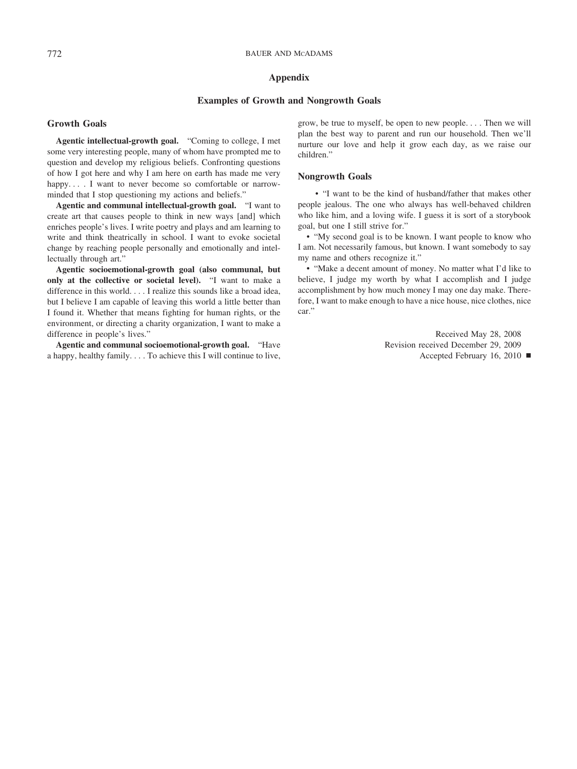## Appendix

### Examples of Growth and Nongrowth Goals

### Growth Goals

**Agentic intellectual-growth goal.** "Coming to college, I met some very interesting people, many of whom have prompted me to question and develop my religious beliefs. Confronting questions of how I got here and why I am here on earth has made me very happy. . . . I want to never become so comfortable or narrow-minded that I stop questioning my actions and beliefs."

**Agentic and communal intellectual-growth goal.** "I want to create art that causes people to think in new ways [and] which enriches people's lives. I write poetry and plays and am learning to write and think theatrically in school. I want to evoke societal change by reaching people personally and emotionally and intellectually through art."

**Agentic socioemotional-growth goal (also communal, but only at the collective or societal level).** "I want to make a difference in this world. . . . I realize this sounds like a broad idea, but I believe I am capable of leaving this world a little better than I found it. Whether that means fighting for human rights, or the environment, or directing a charity organization, I want to make a difference in people's lives."

**Agentic and communal socioemotional-growth goal.** "Have a happy, healthy family. . . . To achieve this I will continue to live, grow, be true to myself, be open to new people. . . . Then we will plan the best way to parent and run our household. Then we'll nurture our love and help it grow each day, as we raise our children."

### Nongrowth Goals

- "I want to be the kind of husband/father that makes other people jealous. The one who always has well-behaved children who like him, and a loving wife. I guess it is sort of a storybook goal, but one I still strive for."
- "My second goal is to be known. I want people to know who I am. Not necessarily famous, but known. I want somebody to say my name and others recognize it."
- "Make a decent amount of money. No matter what I'd like to believe, I judge my worth by what I accomplish and I judge accomplishment by how much money I may one day make. Therefore, I want to make enough to have a nice house, nice clothes, nice car."

Received May 28, 2008
Revision received December 29, 2009
Accepted February 16, 2010 ■